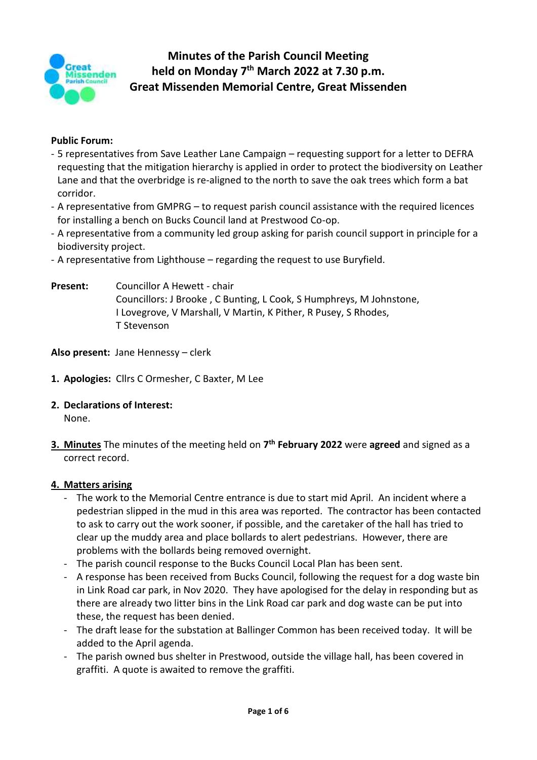# Minutes of the Parish Council Meeting held on Monday 7th March 2022 at 7.30 p.m. Great Missenden Memorial Centre, Great Missenden

**Public Forum:**

- 5 representatives from Save Leather Lane Campaign – requesting support for a letter to DEFRA requesting that the mitigation hierarchy is applied in order to protect the biodiversity on Leather Lane and that the overbridge is re-aligned to the north to save the oak trees which form a bat corridor.
- A representative from GMPRG – to request parish council assistance with the required licences for installing a bench on Bucks Council land at Prestwood Co-op.
- A representative from a community led group asking for parish council support in principle for a biodiversity project.
- A representative from Lighthouse – regarding the request to use Buryfield.

**Present:** Councillor A Hewett - chair
Councillors: J Brooke , C Bunting, L Cook, S Humphreys, M Johnstone, I Lovegrove, V Marshall, V Martin, K Pither, R Pusey, S Rhodes, T Stevenson

**Also present:** Jane Hennessy – clerk

1. **Apologies:** Cllrs C Ormesher, C Baxter, M Lee

2. **Declarations of Interest:**
   None.

3. **Minutes** The minutes of the meeting held on **7th February 2022** were **agreed** and signed as a correct record.

4. **Matters arising**
   - The work to the Memorial Centre entrance is due to start mid April. An incident where a pedestrian slipped in the mud in this area was reported. The contractor has been contacted to ask to carry out the work sooner, if possible, and the caretaker of the hall has tried to clear up the muddy area and place bollards to alert pedestrians. However, there are problems with the bollards being removed overnight.
   - The parish council response to the Bucks Council Local Plan has been sent.
   - A response has been received from Bucks Council, following the request for a dog waste bin in Link Road car park, in Nov 2020. They have apologised for the delay in responding but as there are already two litter bins in the Link Road car park and dog waste can be put into these, the request has been denied.
   - The draft lease for the substation at Ballinger Common has been received today. It will be added to the April agenda.
   - The parish owned bus shelter in Prestwood, outside the village hall, has been covered in graffiti. A quote is awaited to remove the graffiti.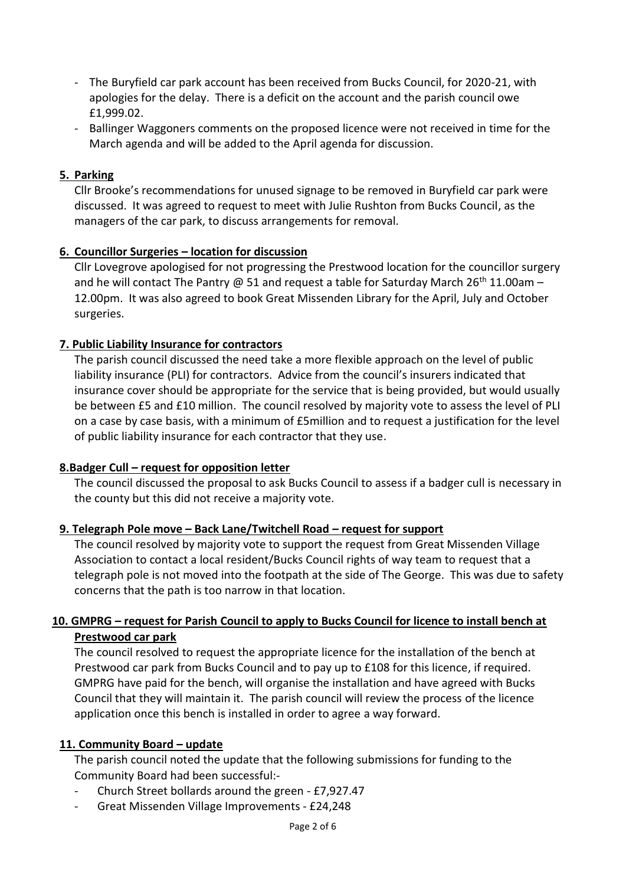- The Buryfield car park account has been received from Bucks Council, for 2020-21, with apologies for the delay. There is a deficit on the account and the parish council owe £1,999.02.
- Ballinger Waggoners comments on the proposed licence were not received in time for the March agenda and will be added to the April agenda for discussion.

**5. Parking**

Cllr Brooke's recommendations for unused signage to be removed in Buryfield car park were discussed. It was agreed to request to meet with Julie Rushton from Bucks Council, as the managers of the car park, to discuss arrangements for removal.

**6. Councillor Surgeries – location for discussion**

Cllr Lovegrove apologised for not progressing the Prestwood location for the councillor surgery and he will contact The Pantry @ 51 and request a table for Saturday March 26th 11.00am – 12.00pm. It was also agreed to book Great Missenden Library for the April, July and October surgeries.

**7. Public Liability Insurance for contractors**

The parish council discussed the need take a more flexible approach on the level of public liability insurance (PLI) for contractors. Advice from the council's insurers indicated that insurance cover should be appropriate for the service that is being provided, but would usually be between £5 and £10 million. The council resolved by majority vote to assess the level of PLI on a case by case basis, with a minimum of £5million and to request a justification for the level of public liability insurance for each contractor that they use.

**8.Badger Cull – request for opposition letter**

The council discussed the proposal to ask Bucks Council to assess if a badger cull is necessary in the county but this did not receive a majority vote.

**9. Telegraph Pole move – Back Lane/Twitchell Road – request for support**

The council resolved by majority vote to support the request from Great Missenden Village Association to contact a local resident/Bucks Council rights of way team to request that a telegraph pole is not moved into the footpath at the side of The George. This was due to safety concerns that the path is too narrow in that location.

**10. GMPRG – request for Parish Council to apply to Bucks Council for licence to install bench at Prestwood car park**

The council resolved to request the appropriate licence for the installation of the bench at Prestwood car park from Bucks Council and to pay up to £108 for this licence, if required. GMPRG have paid for the bench, will organise the installation and have agreed with Bucks Council that they will maintain it. The parish council will review the process of the licence application once this bench is installed in order to agree a way forward.

**11. Community Board – update**

The parish council noted the update that the following submissions for funding to the Community Board had been successful:-

- Church Street bollards around the green - £7,927.47
- Great Missenden Village Improvements - £24,248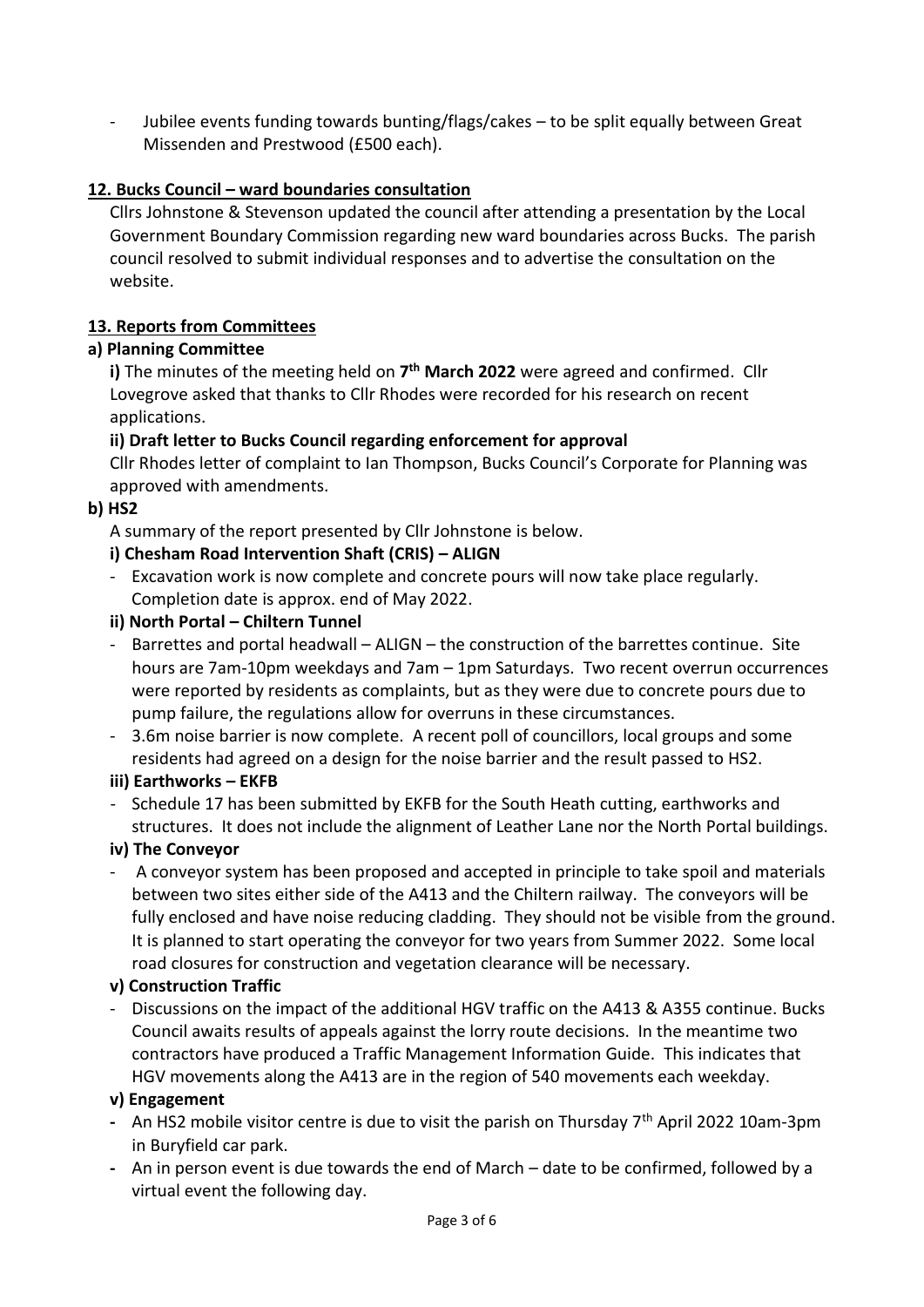- Jubilee events funding towards bunting/flags/cakes – to be split equally between Great Missenden and Prestwood (£500 each).

**12. Bucks Council – ward boundaries consultation**

Cllrs Johnstone & Stevenson updated the council after attending a presentation by the Local Government Boundary Commission regarding new ward boundaries across Bucks. The parish council resolved to submit individual responses and to advertise the consultation on the website.

**13. Reports from Committees**

**a) Planning Committee**

**i)** The minutes of the meeting held on **7th March 2022** were agreed and confirmed. Cllr Lovegrove asked that thanks to Cllr Rhodes were recorded for his research on recent applications.

**ii) Draft letter to Bucks Council regarding enforcement for approval**

Cllr Rhodes letter of complaint to Ian Thompson, Bucks Council's Corporate for Planning was approved with amendments.

**b) HS2**

A summary of the report presented by Cllr Johnstone is below.

**i) Chesham Road Intervention Shaft (CRIS) – ALIGN**

- Excavation work is now complete and concrete pours will now take place regularly. Completion date is approx. end of May 2022.

**ii) North Portal – Chiltern Tunnel**

- Barrettes and portal headwall – ALIGN – the construction of the barrettes continue. Site hours are 7am-10pm weekdays and 7am – 1pm Saturdays. Two recent overrun occurrences were reported by residents as complaints, but as they were due to concrete pours due to pump failure, the regulations allow for overruns in these circumstances.
- 3.6m noise barrier is now complete. A recent poll of councillors, local groups and some residents had agreed on a design for the noise barrier and the result passed to HS2.

**iii) Earthworks – EKFB**

- Schedule 17 has been submitted by EKFB for the South Heath cutting, earthworks and structures. It does not include the alignment of Leather Lane nor the North Portal buildings.

**iv) The Conveyor**

- A conveyor system has been proposed and accepted in principle to take spoil and materials between two sites either side of the A413 and the Chiltern railway. The conveyors will be fully enclosed and have noise reducing cladding. They should not be visible from the ground. It is planned to start operating the conveyor for two years from Summer 2022. Some local road closures for construction and vegetation clearance will be necessary.

**v) Construction Traffic**

- Discussions on the impact of the additional HGV traffic on the A413 & A355 continue. Bucks Council awaits results of appeals against the lorry route decisions. In the meantime two contractors have produced a Traffic Management Information Guide. This indicates that HGV movements along the A413 are in the region of 540 movements each weekday.

**v) Engagement**

- An HS2 mobile visitor centre is due to visit the parish on Thursday 7th April 2022 10am-3pm in Buryfield car park.
- An in person event is due towards the end of March – date to be confirmed, followed by a virtual event the following day.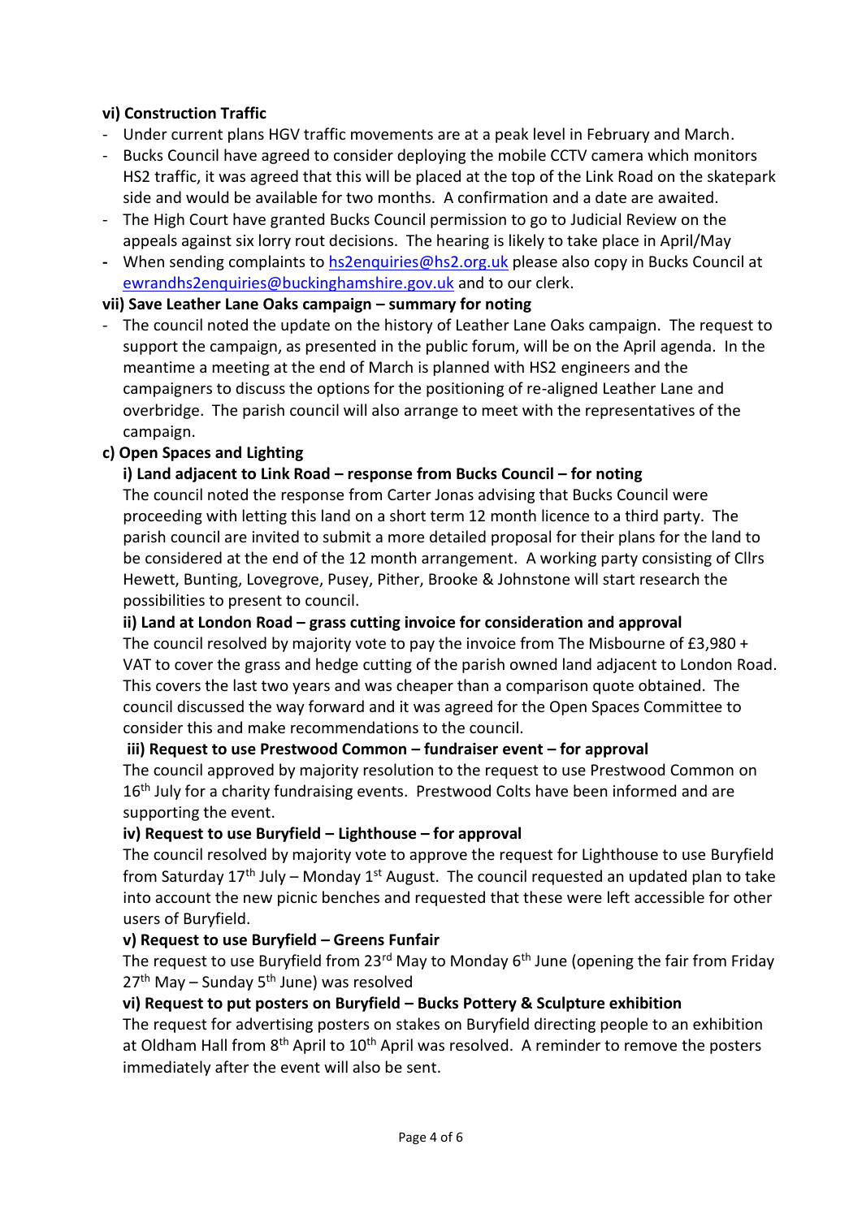**vi) Construction Traffic**

- Under current plans HGV traffic movements are at a peak level in February and March.
- Bucks Council have agreed to consider deploying the mobile CCTV camera which monitors HS2 traffic, it was agreed that this will be placed at the top of the Link Road on the skatepark side and would be available for two months. A confirmation and a date are awaited.
- The High Court have granted Bucks Council permission to go to Judicial Review on the appeals against six lorry rout decisions. The hearing is likely to take place in April/May
- When sending complaints to [hs2enquiries@hs2.org.uk](mailto:hs2enquiries@hs2.org.uk) please also copy in Bucks Council at [ewrandhs2enquiries@buckinghamshire.gov.uk](mailto:ewrandhs2enquiries@buckinghamshire.gov.uk) and to our clerk.

**vii) Save Leather Lane Oaks campaign – summary for noting**

- The council noted the update on the history of Leather Lane Oaks campaign. The request to support the campaign, as presented in the public forum, will be on the April agenda. In the meantime a meeting at the end of March is planned with HS2 engineers and the campaigners to discuss the options for the positioning of re-aligned Leather Lane and overbridge. The parish council will also arrange to meet with the representatives of the campaign.

**c) Open Spaces and Lighting**

**i) Land adjacent to Link Road – response from Bucks Council – for noting**

The council noted the response from Carter Jonas advising that Bucks Council were proceeding with letting this land on a short term 12 month licence to a third party. The parish council are invited to submit a more detailed proposal for their plans for the land to be considered at the end of the 12 month arrangement. A working party consisting of Cllrs Hewett, Bunting, Lovegrove, Pusey, Pither, Brooke & Johnstone will start research the possibilities to present to council.

**ii) Land at London Road – grass cutting invoice for consideration and approval**

The council resolved by majority vote to pay the invoice from The Misbourne of £3,980 + VAT to cover the grass and hedge cutting of the parish owned land adjacent to London Road. This covers the last two years and was cheaper than a comparison quote obtained. The council discussed the way forward and it was agreed for the Open Spaces Committee to consider this and make recommendations to the council.

**iii) Request to use Prestwood Common – fundraiser event – for approval**

The council approved by majority resolution to the request to use Prestwood Common on 16th July for a charity fundraising events. Prestwood Colts have been informed and are supporting the event.

**iv) Request to use Buryfield – Lighthouse – for approval**

The council resolved by majority vote to approve the request for Lighthouse to use Buryfield from Saturday 17th July – Monday 1st August. The council requested an updated plan to take into account the new picnic benches and requested that these were left accessible for other users of Buryfield.

**v) Request to use Buryfield – Greens Funfair**

The request to use Buryfield from 23rd May to Monday 6th June (opening the fair from Friday 27th May – Sunday 5th June) was resolved

**vi) Request to put posters on Buryfield – Bucks Pottery & Sculpture exhibition**

The request for advertising posters on stakes on Buryfield directing people to an exhibition at Oldham Hall from 8th April to 10th April was resolved. A reminder to remove the posters immediately after the event will also be sent.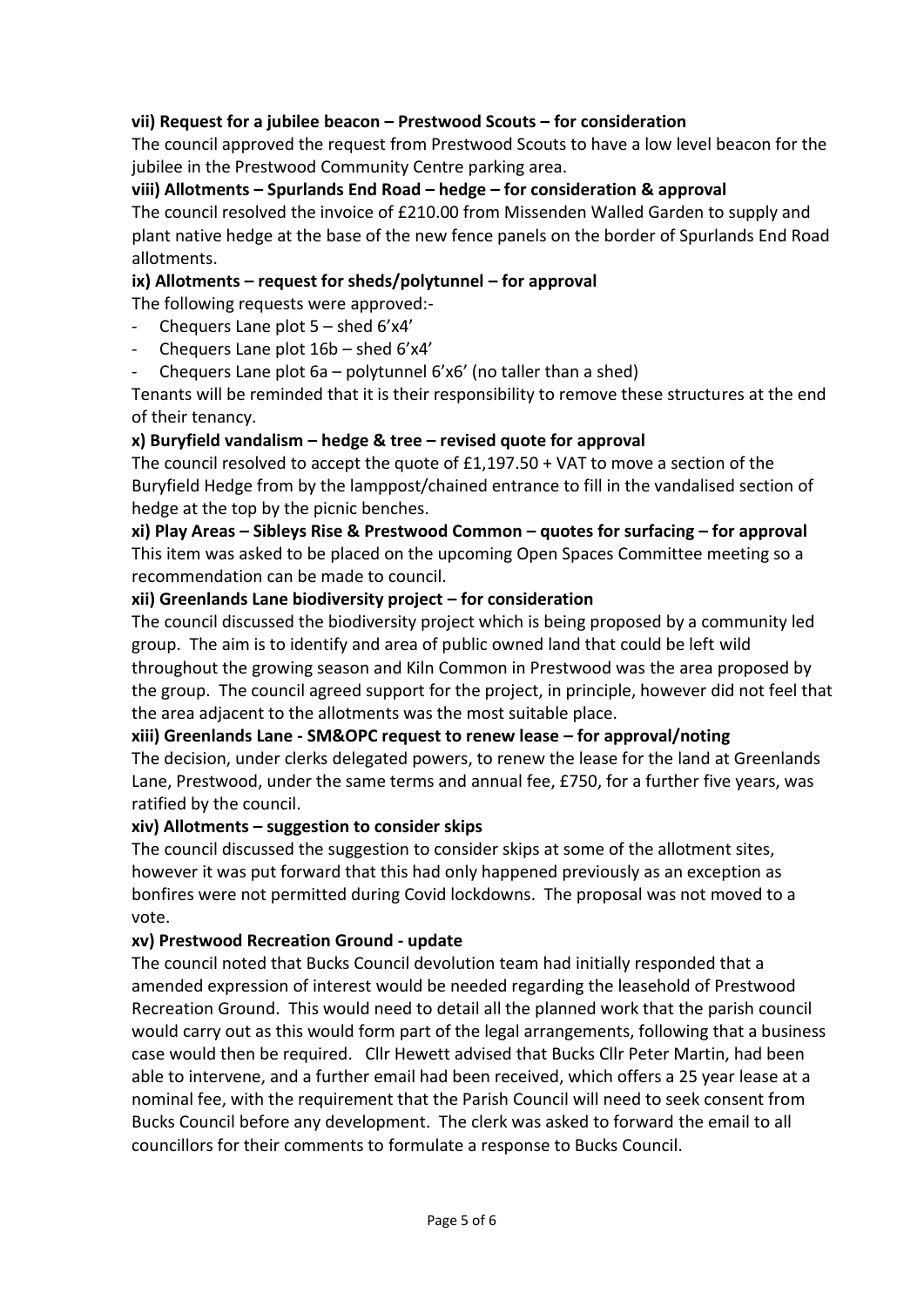**vii) Request for a jubilee beacon – Prestwood Scouts – for consideration**

The council approved the request from Prestwood Scouts to have a low level beacon for the jubilee in the Prestwood Community Centre parking area.

**viii) Allotments – Spurlands End Road – hedge – for consideration & approval**

The council resolved the invoice of £210.00 from Missenden Walled Garden to supply and plant native hedge at the base of the new fence panels on the border of Spurlands End Road allotments.

**ix) Allotments – request for sheds/polytunnel – for approval**

The following requests were approved:-

- Chequers Lane plot 5 – shed 6'x4'
- Chequers Lane plot 16b – shed 6'x4'
- Chequers Lane plot 6a – polytunnel 6'x6' (no taller than a shed)

Tenants will be reminded that it is their responsibility to remove these structures at the end of their tenancy.

**x) Buryfield vandalism – hedge & tree – revised quote for approval**

The council resolved to accept the quote of £1,197.50 + VAT to move a section of the Buryfield Hedge from by the lamppost/chained entrance to fill in the vandalised section of hedge at the top by the picnic benches.

**xi) Play Areas – Sibleys Rise & Prestwood Common – quotes for surfacing – for approval**

This item was asked to be placed on the upcoming Open Spaces Committee meeting so a recommendation can be made to council.

**xii) Greenlands Lane biodiversity project – for consideration**

The council discussed the biodiversity project which is being proposed by a community led group. The aim is to identify and area of public owned land that could be left wild throughout the growing season and Kiln Common in Prestwood was the area proposed by the group. The council agreed support for the project, in principle, however did not feel that the area adjacent to the allotments was the most suitable place.

**xiii) Greenlands Lane - SM&OPC request to renew lease – for approval/noting**

The decision, under clerks delegated powers, to renew the lease for the land at Greenlands Lane, Prestwood, under the same terms and annual fee, £750, for a further five years, was ratified by the council.

**xiv) Allotments – suggestion to consider skips**

The council discussed the suggestion to consider skips at some of the allotment sites, however it was put forward that this had only happened previously as an exception as bonfires were not permitted during Covid lockdowns. The proposal was not moved to a vote.

**xv) Prestwood Recreation Ground - update**

The council noted that Bucks Council devolution team had initially responded that a amended expression of interest would be needed regarding the leasehold of Prestwood Recreation Ground. This would need to detail all the planned work that the parish council would carry out as this would form part of the legal arrangements, following that a business case would then be required. Cllr Hewett advised that Bucks Cllr Peter Martin, had been able to intervene, and a further email had been received, which offers a 25 year lease at a nominal fee, with the requirement that the Parish Council will need to seek consent from Bucks Council before any development. The clerk was asked to forward the email to all councillors for their comments to formulate a response to Bucks Council.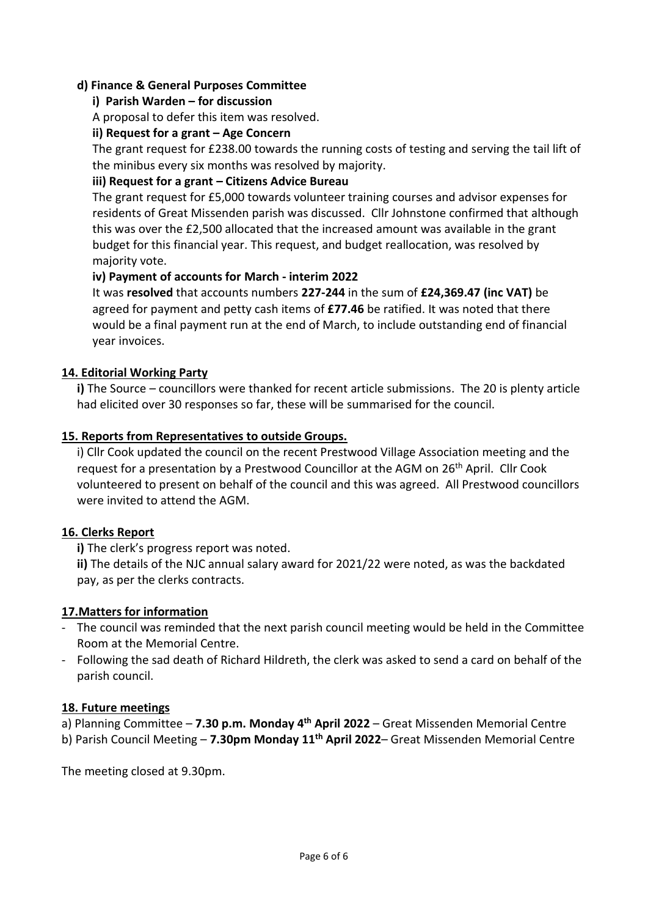**d) Finance & General Purposes Committee**

**i) Parish Warden – for discussion**

A proposal to defer this item was resolved.

**ii) Request for a grant – Age Concern**

The grant request for £238.00 towards the running costs of testing and serving the tail lift of the minibus every six months was resolved by majority.

**iii) Request for a grant – Citizens Advice Bureau**

The grant request for £5,000 towards volunteer training courses and advisor expenses for residents of Great Missenden parish was discussed. Cllr Johnstone confirmed that although this was over the £2,500 allocated that the increased amount was available in the grant budget for this financial year. This request, and budget reallocation, was resolved by majority vote.

**iv) Payment of accounts for March - interim 2022**

It was **resolved** that accounts numbers **227-244** in the sum of **£24,369.47 (inc VAT)** be agreed for payment and petty cash items of **£77.46** be ratified. It was noted that there would be a final payment run at the end of March, to include outstanding end of financial year invoices.

## 14. Editorial Working Party

**i)** The Source – councillors were thanked for recent article submissions. The 20 is plenty article had elicited over 30 responses so far, these will be summarised for the council.

## 15. Reports from Representatives to outside Groups.

i) Cllr Cook updated the council on the recent Prestwood Village Association meeting and the request for a presentation by a Prestwood Councillor at the AGM on 26th April. Cllr Cook volunteered to present on behalf of the council and this was agreed. All Prestwood councillors were invited to attend the AGM.

## 16. Clerks Report

**i)** The clerk's progress report was noted.

**ii)** The details of the NJC annual salary award for 2021/22 were noted, as was the backdated pay, as per the clerks contracts.

## 17.Matters for information

- The council was reminded that the next parish council meeting would be held in the Committee Room at the Memorial Centre.
- Following the sad death of Richard Hildreth, the clerk was asked to send a card on behalf of the parish council.

## 18. Future meetings

a) Planning Committee – **7.30 p.m. Monday 4th April 2022** – Great Missenden Memorial Centre

b) Parish Council Meeting – **7.30pm Monday 11th April 2022**– Great Missenden Memorial Centre

The meeting closed at 9.30pm.